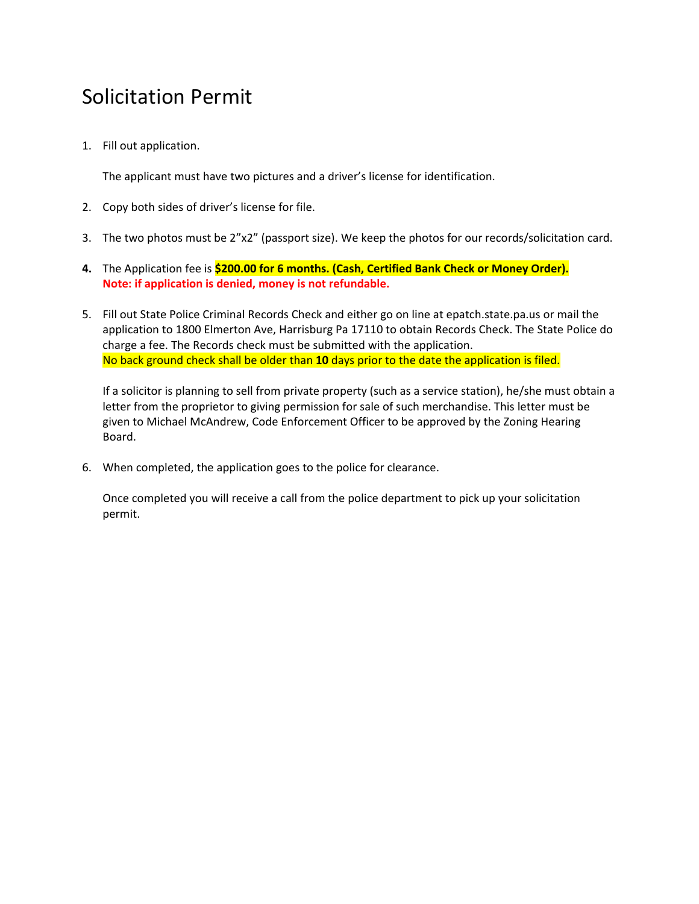# Solicitation Permit

1. Fill out application.

   The applicant must have two pictures and a driver's license for identification.

2. Copy both sides of driver's license for file.

3. The two photos must be 2"x2" (passport size). We keep the photos for our records/solicitation card.

4. The Application fee is **$200.00 for 6 months. (Cash, Certified Bank Check or Money Order).**
   **Note: if application is denied, money is not refundable.**

5. Fill out State Police Criminal Records Check and either go on line at epatch.state.pa.us or mail the application to 1800 Elmerton Ave, Harrisburg Pa 17110 to obtain Records Check. The State Police do charge a fee. The Records check must be submitted with the application.
   No back ground check shall be older than **10** days prior to the date the application is filed.

   If a solicitor is planning to sell from private property (such as a service station), he/she must obtain a letter from the proprietor to giving permission for sale of such merchandise. This letter must be given to Michael McAndrew, Code Enforcement Officer to be approved by the Zoning Hearing Board.

6. When completed, the application goes to the police for clearance.

   Once completed you will receive a call from the police department to pick up your solicitation permit.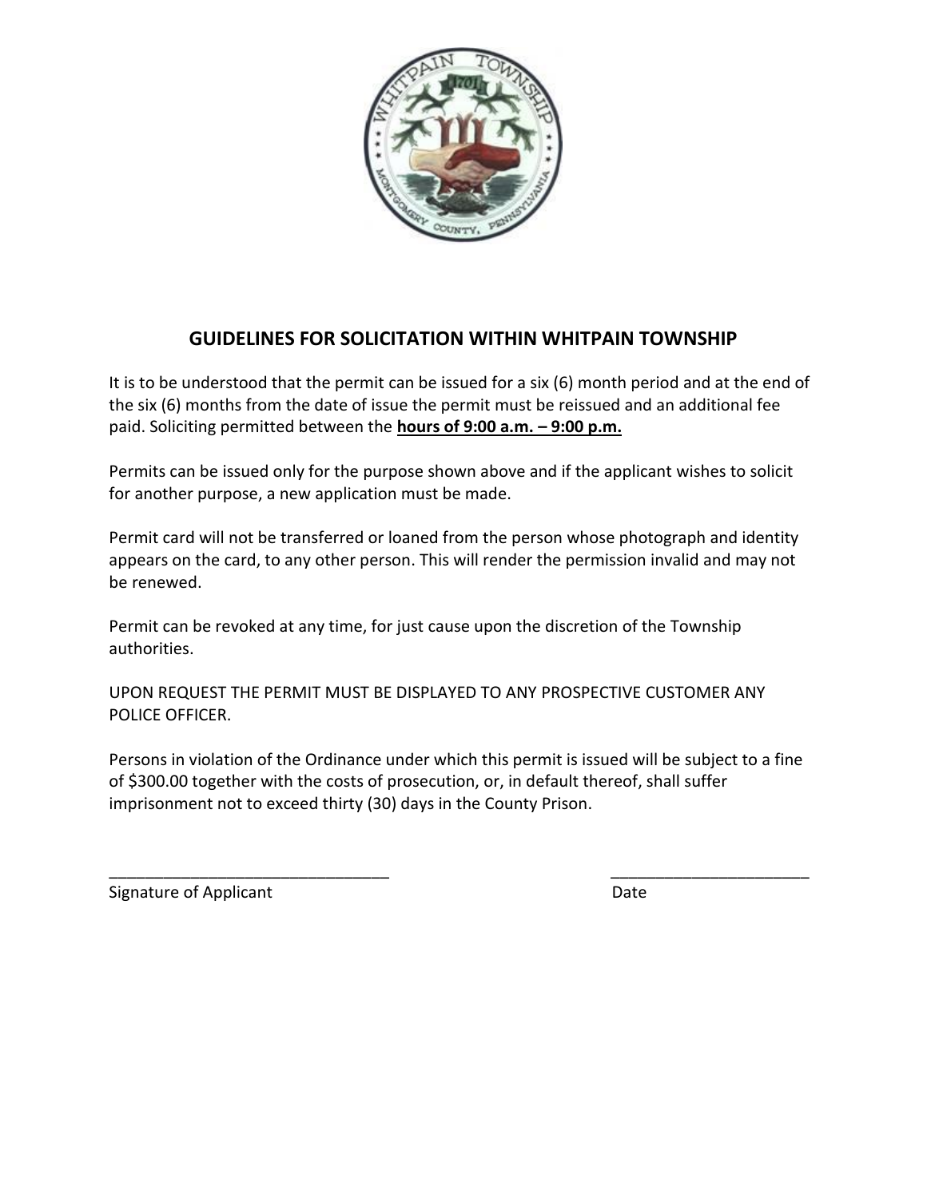## GUIDELINES FOR SOLICITATION WITHIN WHITPAIN TOWNSHIP

It is to be understood that the permit can be issued for a six (6) month period and at the end of the six (6) months from the date of issue the permit must be reissued and an additional fee paid. Soliciting permitted between the **hours of 9:00 a.m. – 9:00 p.m.**

Permits can be issued only for the purpose shown above and if the applicant wishes to solicit for another purpose, a new application must be made.

Permit card will not be transferred or loaned from the person whose photograph and identity appears on the card, to any other person. This will render the permission invalid and may not be renewed.

Permit can be revoked at any time, for just cause upon the discretion of the Township authorities.

UPON REQUEST THE PERMIT MUST BE DISPLAYED TO ANY PROSPECTIVE CUSTOMER ANY POLICE OFFICER.

Persons in violation of the Ordinance under which this permit is issued will be subject to a fine of $300.00 together with the costs of prosecution, or, in default thereof, shall suffer imprisonment not to exceed thirty (30) days in the County Prison.

________________________________ ______________________

Signature of Applicant Date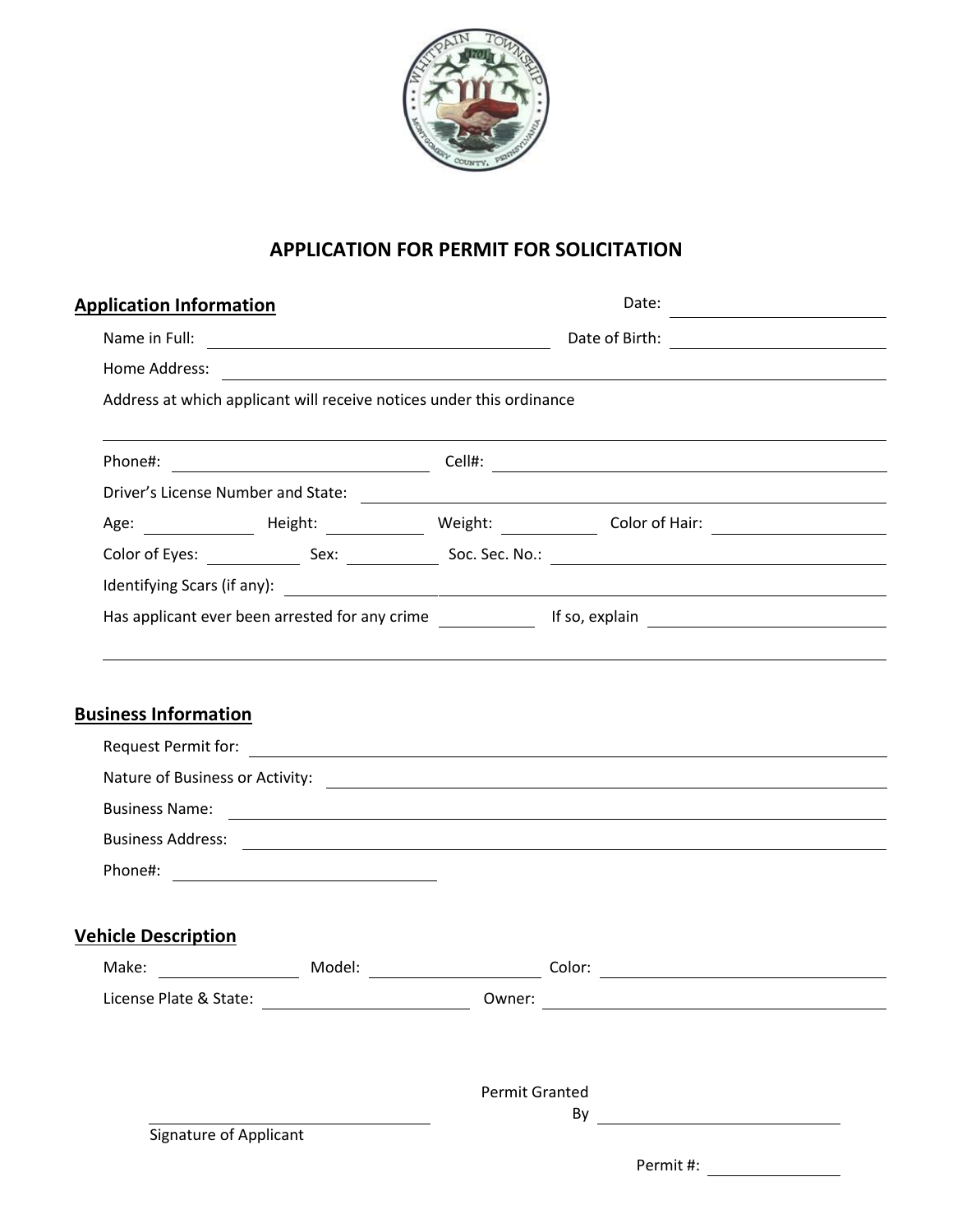# APPLICATION FOR PERMIT FOR SOLICITATION

## Application Information

Date: ______________________

Name in Full: ______________________ Date of Birth: ______________________

Home Address: ______________________

Address at which applicant will receive notices under this ordinance

______________________

Phone#: ______________________ Cell#: ______________________

Driver's License Number and State: ______________________

Age: __________ Height: __________ Weight: __________ Color of Hair: __________

Color of Eyes: __________ Sex: __________ Soc. Sec. No.: ______________________

Identifying Scars (if any): ______________________

Has applicant ever been arrested for any crime __________ If so, explain ______________________

______________________

## Business Information

Request Permit for: ______________________

Nature of Business or Activity: ______________________

Business Name: ______________________

Business Address: ______________________

Phone#: ______________________

## Vehicle Description

Make: __________ Model: __________ Color: __________

License Plate & State: ______________________ Owner: ______________________

______________________
Signature of Applicant

Permit Granted
By ______________________

Permit #: __________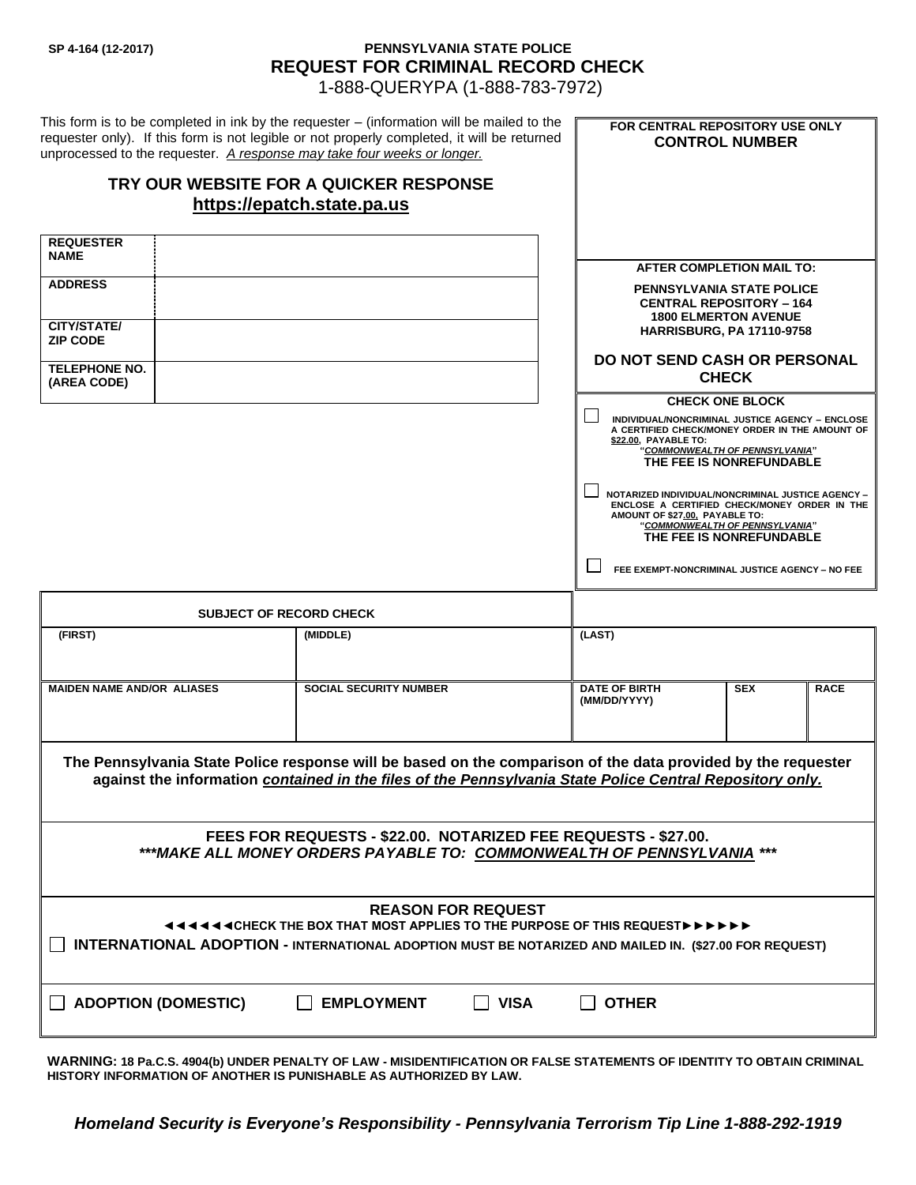SP 4-164 (12-2017)

# PENNSYLVANIA STATE POLICE
# REQUEST FOR CRIMINAL RECORD CHECK

1-888-QUERYPA (1-888-783-7972)

This form is to be completed in ink by the requester – (information will be mailed to the requester only). If this form is not legible or not properly completed, it will be returned unprocessed to the requester. *A response may take four weeks or longer.*

**TRY OUR WEBSITE FOR A QUICKER RESPONSE**
**https://epatch.state.pa.us**

| | |
|---|---|
| **REQUESTER NAME** | |
| **ADDRESS** | |
| **CITY/STATE/ ZIP CODE** | |
| **TELEPHONE NO. (AREA CODE)** | |

**FOR CENTRAL REPOSITORY USE ONLY**
**CONTROL NUMBER**

**AFTER COMPLETION MAIL TO:**

**PENNSYLVANIA STATE POLICE**
**CENTRAL REPOSITORY – 164**
**1800 ELMERTON AVENUE**
**HARRISBURG, PA 17110-9758**

**DO NOT SEND CASH OR PERSONAL CHECK**

**CHECK ONE BLOCK**

☐ **INDIVIDUAL/NONCRIMINAL JUSTICE AGENCY – ENCLOSE A CERTIFIED CHECK/MONEY ORDER IN THE AMOUNT OF $22.00, PAYABLE TO: "*COMMONWEALTH OF PENNSYLVANIA*" THE FEE IS NONREFUNDABLE**

☐ **NOTARIZED INDIVIDUAL/NONCRIMINAL JUSTICE AGENCY – ENCLOSE A CERTIFIED CHECK/MONEY ORDER IN THE AMOUNT OF $27.00, PAYABLE TO: "*COMMONWEALTH OF PENNSYLVANIA*" THE FEE IS NONREFUNDABLE**

☐ **FEE EXEMPT-NONCRIMINAL JUSTICE AGENCY – NO FEE**

**SUBJECT OF RECORD CHECK**

| (FIRST) | (MIDDLE) | (LAST) | | |
|---|---|---|---|---|
| | | | | |
| **MAIDEN NAME AND/OR ALIASES** | **SOCIAL SECURITY NUMBER** | **DATE OF BIRTH (MM/DD/YYYY)** | **SEX** | **RACE** |
| | | | | |

**The Pennsylvania State Police response will be based on the comparison of the data provided by the requester against the information *contained in the files of the Pennsylvania State Police Central Repository only.***

**FEES FOR REQUESTS - $22.00. NOTARIZED FEE REQUESTS - $27.00.**
***\*\*\*MAKE ALL MONEY ORDERS PAYABLE TO: COMMONWEALTH OF PENNSYLVANIA \*\*\****

**REASON FOR REQUEST**
**◄◄◄◄◄◄CHECK THE BOX THAT MOST APPLIES TO THE PURPOSE OF THIS REQUEST►►►►►►**

☐ **INTERNATIONAL ADOPTION - INTERNATIONAL ADOPTION MUST BE NOTARIZED AND MAILED IN. ($27.00 FOR REQUEST)**

☐ **ADOPTION (DOMESTIC)** ☐ **EMPLOYMENT** ☐ **VISA** ☐ **OTHER**

**WARNING: 18 Pa.C.S. 4904(b) UNDER PENALTY OF LAW - MISIDENTIFICATION OR FALSE STATEMENTS OF IDENTITY TO OBTAIN CRIMINAL HISTORY INFORMATION OF ANOTHER IS PUNISHABLE AS AUTHORIZED BY LAW.**

***Homeland Security is Everyone's Responsibility - Pennsylvania Terrorism Tip Line 1-888-292-1919***